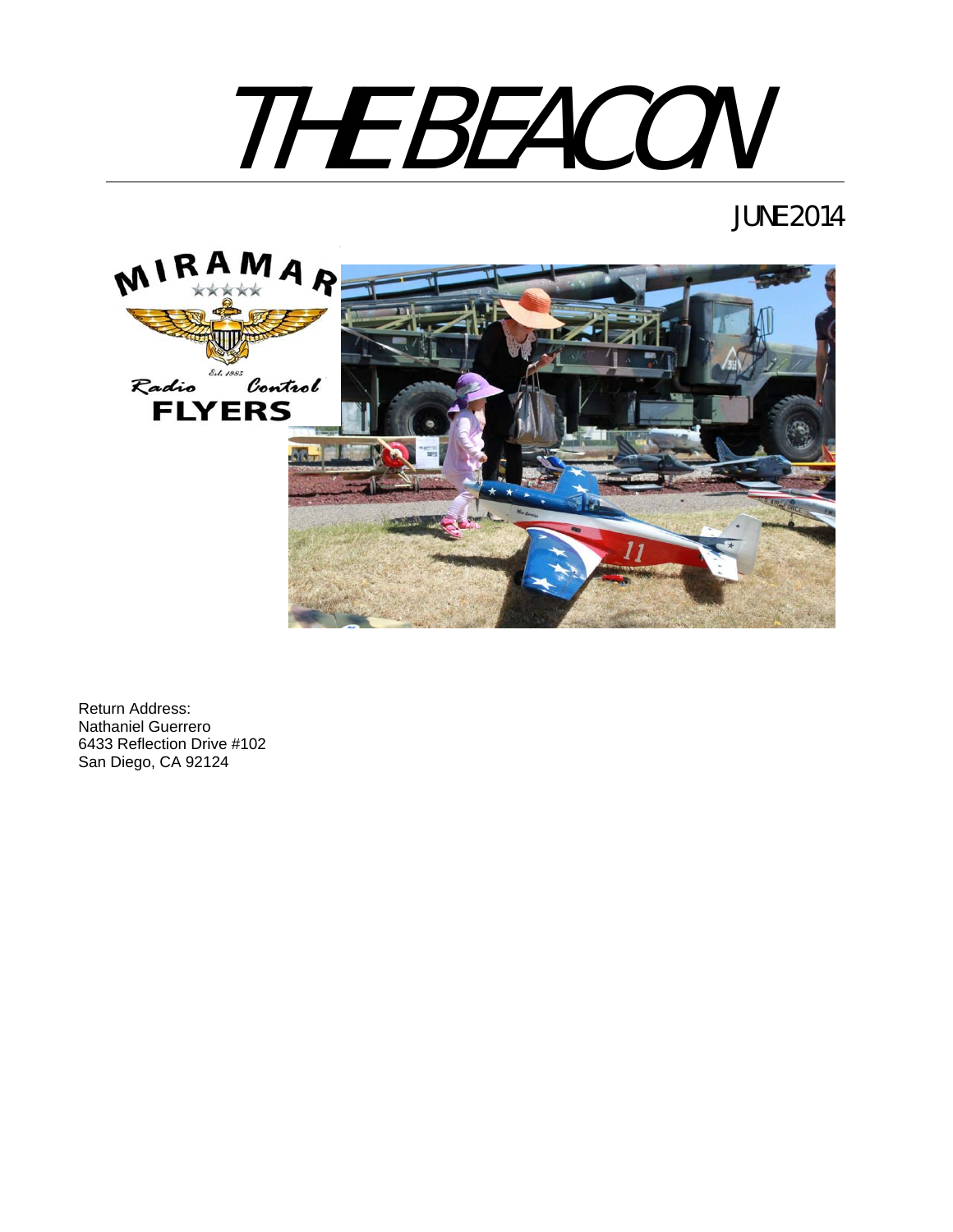# THE BEACON

JUNE 2014

Return Address:
Nathaniel Guerrero
6433 Reflection Drive #102
San Diego, CA 92124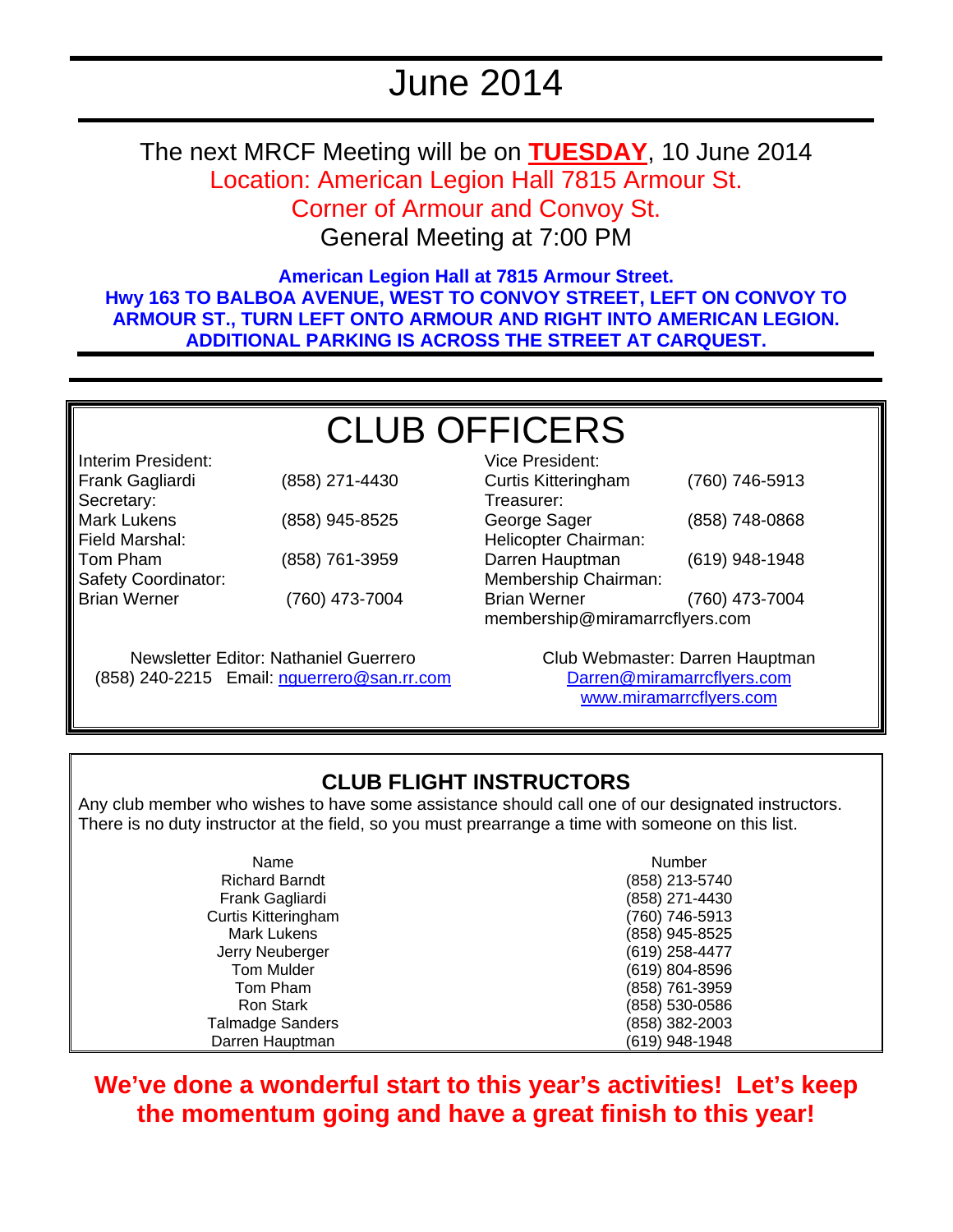# June 2014

The next MRCF Meeting will be on **TUESDAY**, 10 June 2014
Location: American Legion Hall 7815 Armour St.
Corner of Armour and Convoy St.
General Meeting at 7:00 PM

**American Legion Hall at 7815 Armour Street.**
**Hwy 163 TO BALBOA AVENUE, WEST TO CONVOY STREET, LEFT ON CONVOY TO ARMOUR ST., TURN LEFT ONTO ARMOUR AND RIGHT INTO AMERICAN LEGION. ADDITIONAL PARKING IS ACROSS THE STREET AT CARQUEST.**

## CLUB OFFICERS

Interim President:
Frank Gagliardi (858) 271-4430

Secretary:
Mark Lukens (858) 945-8525

Field Marshal:
Tom Pham (858) 761-3959

Safety Coordinator:
Brian Werner (760) 473-7004

Vice President:
Curtis Kitteringham (760) 746-5913

Treasurer:
George Sager (858) 748-0868

Helicopter Chairman:
Darren Hauptman (619) 948-1948

Membership Chairman:
Brian Werner (760) 473-7004
membership@miramarrcflyers.com

Newsletter Editor: Nathaniel Guerrero
(858) 240-2215 Email: nguerrero@san.rr.com

Club Webmaster: Darren Hauptman
Darren@miramarrcflyers.com
www.miramarrcflyers.com

## CLUB FLIGHT INSTRUCTORS

Any club member who wishes to have some assistance should call one of our designated instructors. There is no duty instructor at the field, so you must prearrange a time with someone on this list.

| Name | Number |
|---|---|
| Richard Barndt | (858) 213-5740 |
| Frank Gagliardi | (858) 271-4430 |
| Curtis Kitteringham | (760) 746-5913 |
| Mark Lukens | (858) 945-8525 |
| Jerry Neuberger | (619) 258-4477 |
| Tom Mulder | (619) 804-8596 |
| Tom Pham | (858) 761-3959 |
| Ron Stark | (858) 530-0586 |
| Talmadge Sanders | (858) 382-2003 |
| Darren Hauptman | (619) 948-1948 |

**We've done a wonderful start to this year's activities! Let's keep the momentum going and have a great finish to this year!**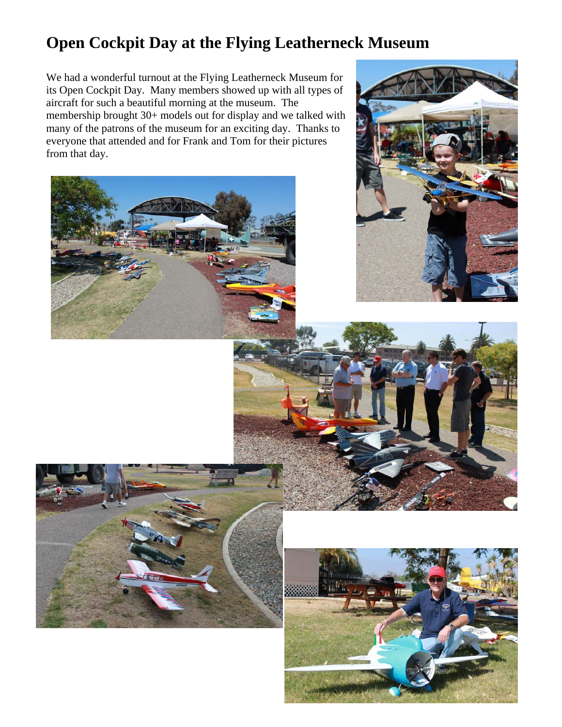# Open Cockpit Day at the Flying Leatherneck Museum

We had a wonderful turnout at the Flying Leatherneck Museum for its Open Cockpit Day. Many members showed up with all types of aircraft for such a beautiful morning at the museum. The membership brought 30+ models out for display and we talked with many of the patrons of the museum for an exciting day. Thanks to everyone that attended and for Frank and Tom for their pictures from that day.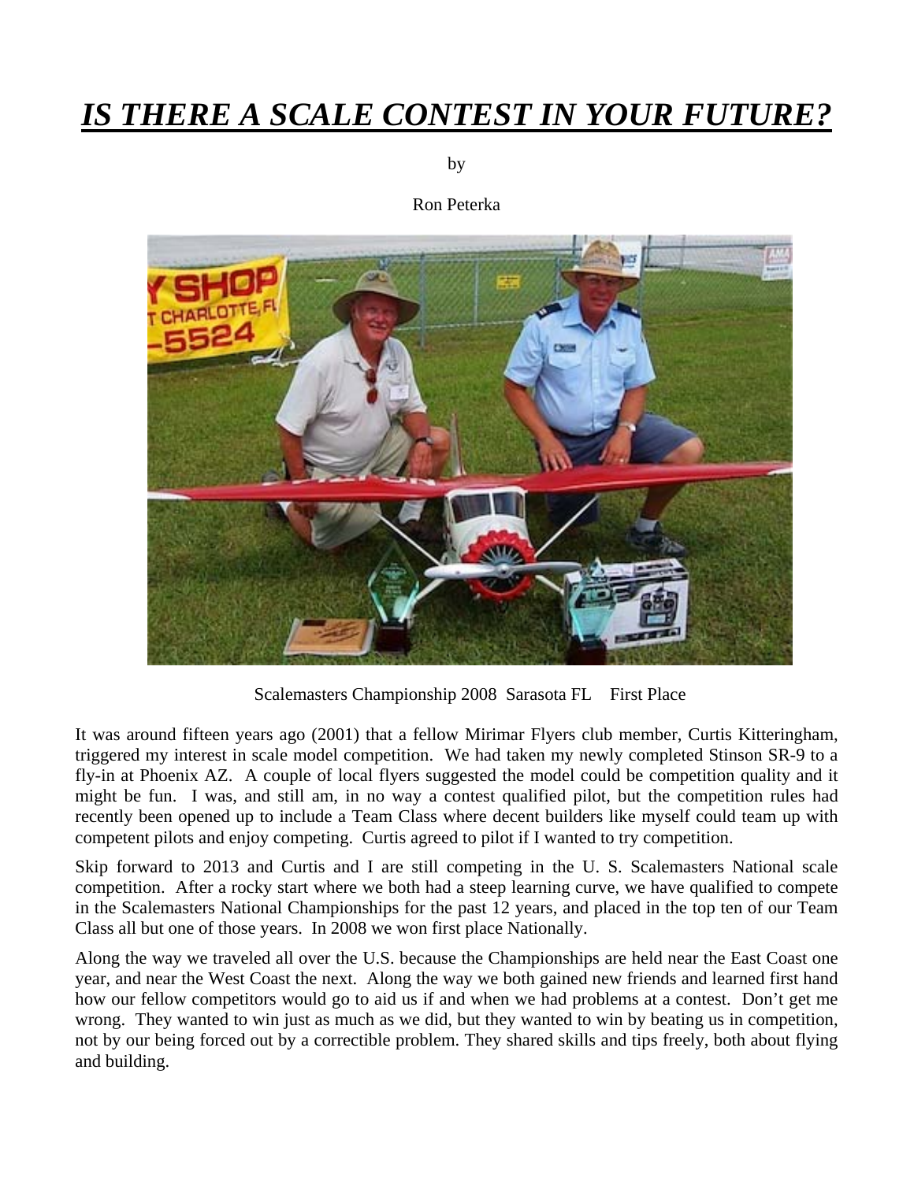# *IS THERE A SCALE CONTEST IN YOUR FUTURE?*

by

Ron Peterka

Scalemasters Championship 2008 Sarasota FL First Place

It was around fifteen years ago (2001) that a fellow Mirimar Flyers club member, Curtis Kitteringham, triggered my interest in scale model competition. We had taken my newly completed Stinson SR-9 to a fly-in at Phoenix AZ. A couple of local flyers suggested the model could be competition quality and it might be fun. I was, and still am, in no way a contest qualified pilot, but the competition rules had recently been opened up to include a Team Class where decent builders like myself could team up with competent pilots and enjoy competing. Curtis agreed to pilot if I wanted to try competition.

Skip forward to 2013 and Curtis and I are still competing in the U. S. Scalemasters National scale competition. After a rocky start where we both had a steep learning curve, we have qualified to compete in the Scalemasters National Championships for the past 12 years, and placed in the top ten of our Team Class all but one of those years. In 2008 we won first place Nationally.

Along the way we traveled all over the U.S. because the Championships are held near the East Coast one year, and near the West Coast the next. Along the way we both gained new friends and learned first hand how our fellow competitors would go to aid us if and when we had problems at a contest. Don't get me wrong. They wanted to win just as much as we did, but they wanted to win by beating us in competition, not by our being forced out by a correctible problem. They shared skills and tips freely, both about flying and building.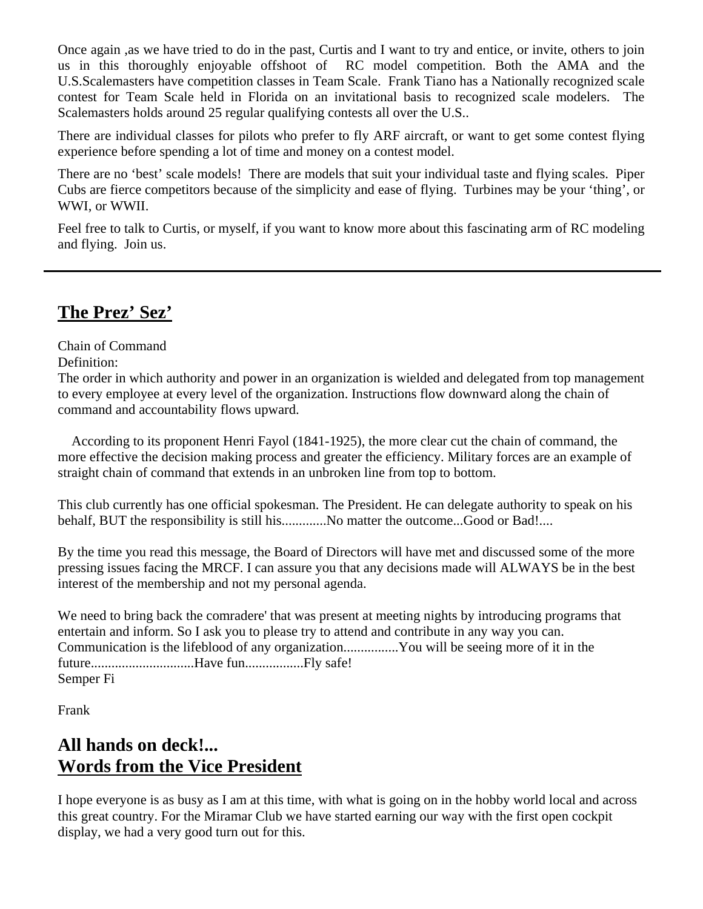Once again ,as we have tried to do in the past, Curtis and I want to try and entice, or invite, others to join us in this thoroughly enjoyable offshoot of RC model competition. Both the AMA and the U.S.Scalemasters have competition classes in Team Scale. Frank Tiano has a Nationally recognized scale contest for Team Scale held in Florida on an invitational basis to recognized scale modelers. The Scalemasters holds around 25 regular qualifying contests all over the U.S..

There are individual classes for pilots who prefer to fly ARF aircraft, or want to get some contest flying experience before spending a lot of time and money on a contest model.

There are no 'best' scale models! There are models that suit your individual taste and flying scales. Piper Cubs are fierce competitors because of the simplicity and ease of flying. Turbines may be your 'thing', or WWI, or WWII.

Feel free to talk to Curtis, or myself, if you want to know more about this fascinating arm of RC modeling and flying. Join us.

---

## The Prez' Sez'

Chain of Command
Definition:
The order in which authority and power in an organization is wielded and delegated from top management to every employee at every level of the organization. Instructions flow downward along the chain of command and accountability flows upward.

According to its proponent Henri Fayol (1841-1925), the more clear cut the chain of command, the more effective the decision making process and greater the efficiency. Military forces are an example of straight chain of command that extends in an unbroken line from top to bottom.

This club currently has one official spokesman. The President. He can delegate authority to speak on his behalf, BUT the responsibility is still his............No matter the outcome...Good or Bad!....

By the time you read this message, the Board of Directors will have met and discussed some of the more pressing issues facing the MRCF. I can assure you that any decisions made will ALWAYS be in the best interest of the membership and not my personal agenda.

We need to bring back the comradere' that was present at meeting nights by introducing programs that entertain and inform. So I ask you to please try to attend and contribute in any way you can. Communication is the lifeblood of any organization................You will be seeing more of it in the future.............................Have fun................Fly safe!
Semper Fi

Frank

## All hands on deck!...
## Words from the Vice President

I hope everyone is as busy as I am at this time, with what is going on in the hobby world local and across this great country. For the Miramar Club we have started earning our way with the first open cockpit display, we had a very good turn out for this.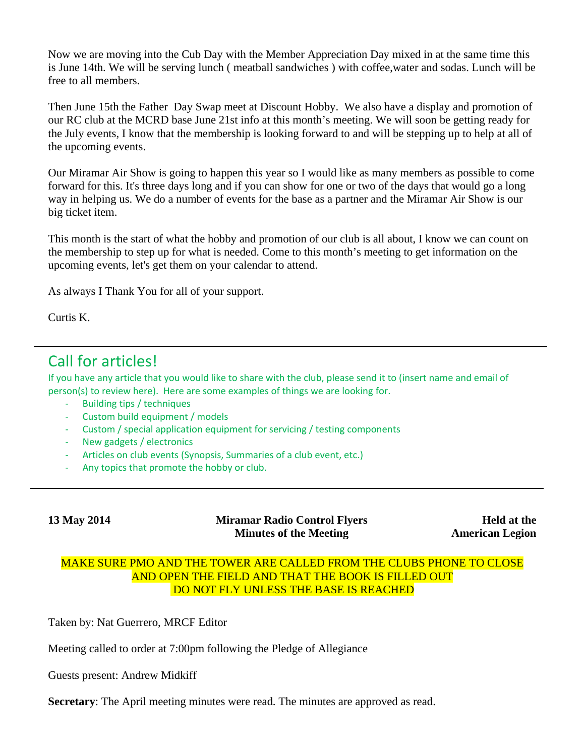Now we are moving into the Cub Day with the Member Appreciation Day mixed in at the same time this is June 14th. We will be serving lunch ( meatball sandwiches ) with coffee,water and sodas. Lunch will be free to all members.

Then June 15th the Father  Day Swap meet at Discount Hobby.  We also have a display and promotion of our RC club at the MCRD base June 21st info at this month's meeting. We will soon be getting ready for the July events, I know that the membership is looking forward to and will be stepping up to help at all of the upcoming events.

Our Miramar Air Show is going to happen this year so I would like as many members as possible to come forward for this. It's three days long and if you can show for one or two of the days that would go a long way in helping us. We do a number of events for the base as a partner and the Miramar Air Show is our big ticket item.

This month is the start of what the hobby and promotion of our club is all about, I know we can count on the membership to step up for what is needed. Come to this month's meeting to get information on the upcoming events, let's get them on your calendar to attend.

As always I Thank You for all of your support.

Curtis K.

---

## Call for articles!

If you have any article that you would like to share with the club, please send it to (insert name and email of person(s) to review here).  Here are some examples of things we are looking for.

- Building tips / techniques
- Custom build equipment / models
- Custom / special application equipment for servicing / testing components
- New gadgets / electronics
- Articles on club events (Synopsis, Summaries of a club event, etc.)
- Any topics that promote the hobby or club.

---

**13 May 2014** | **Miramar Radio Control Flyers Minutes of the Meeting** | **Held at the American Legion**

MAKE SURE PMO AND THE TOWER ARE CALLED FROM THE CLUBS PHONE TO CLOSE AND OPEN THE FIELD AND THAT THE BOOK IS FILLED OUT
DO NOT FLY UNLESS THE BASE IS REACHED

Taken by: Nat Guerrero, MRCF Editor

Meeting called to order at 7:00pm following the Pledge of Allegiance

Guests present: Andrew Midkiff

**Secretary**: The April meeting minutes were read. The minutes are approved as read.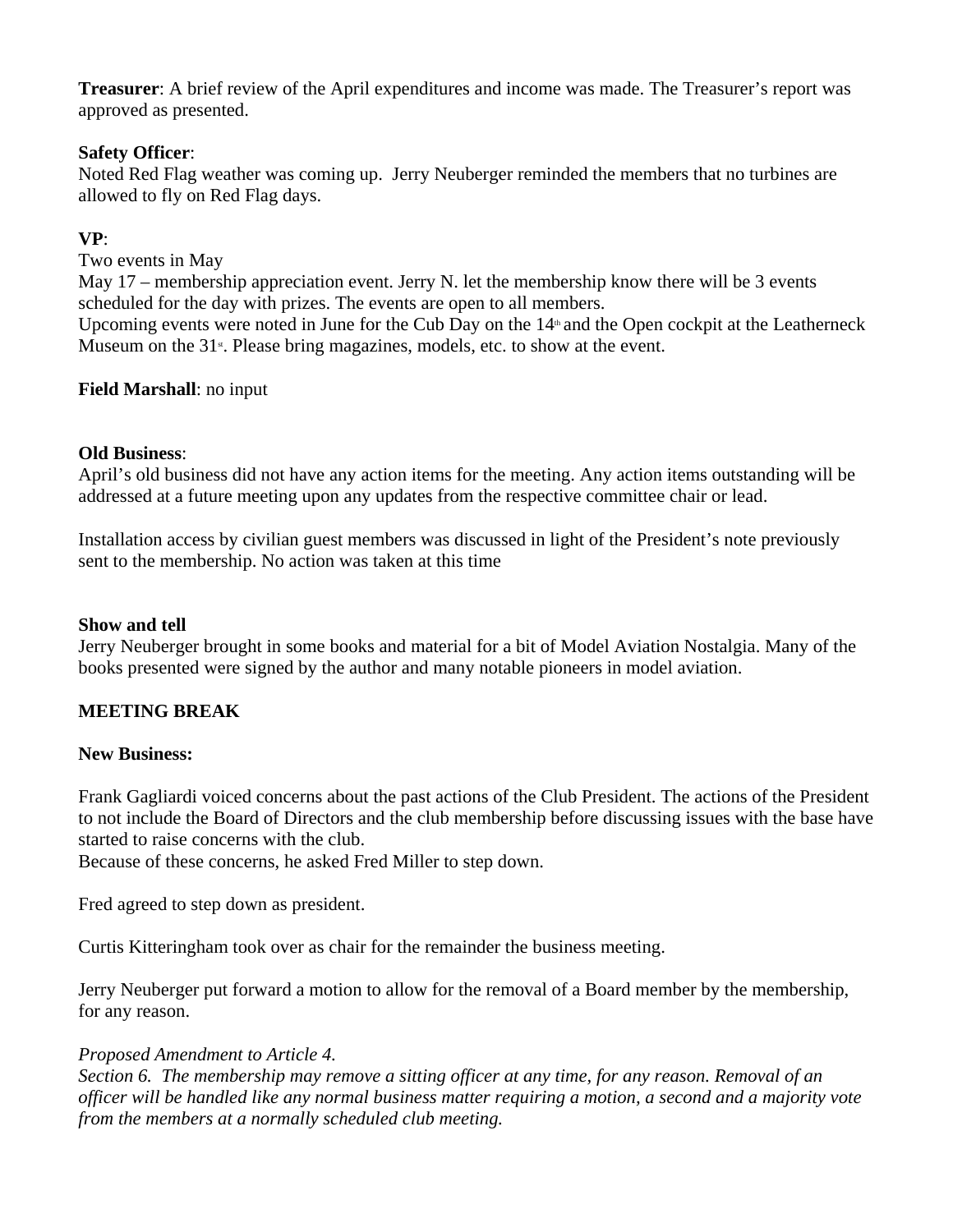**Treasurer**: A brief review of the April expenditures and income was made. The Treasurer's report was approved as presented.

**Safety Officer**:
Noted Red Flag weather was coming up. Jerry Neuberger reminded the members that no turbines are allowed to fly on Red Flag days.

**VP**:
Two events in May
May 17 – membership appreciation event. Jerry N. let the membership know there will be 3 events scheduled for the day with prizes. The events are open to all members.
Upcoming events were noted in June for the Cub Day on the 14th and the Open cockpit at the Leatherneck Museum on the 31st. Please bring magazines, models, etc. to show at the event.

**Field Marshall**: no input

**Old Business**:
April's old business did not have any action items for the meeting. Any action items outstanding will be addressed at a future meeting upon any updates from the respective committee chair or lead.

Installation access by civilian guest members was discussed in light of the President's note previously sent to the membership. No action was taken at this time

**Show and tell**
Jerry Neuberger brought in some books and material for a bit of Model Aviation Nostalgia. Many of the books presented were signed by the author and many notable pioneers in model aviation.

**MEETING BREAK**

**New Business:**

Frank Gagliardi voiced concerns about the past actions of the Club President. The actions of the President to not include the Board of Directors and the club membership before discussing issues with the base have started to raise concerns with the club.
Because of these concerns, he asked Fred Miller to step down.

Fred agreed to step down as president.

Curtis Kitteringham took over as chair for the remainder the business meeting.

Jerry Neuberger put forward a motion to allow for the removal of a Board member by the membership, for any reason.

*Proposed Amendment to Article 4.*
*Section 6. The membership may remove a sitting officer at any time, for any reason. Removal of an officer will be handled like any normal business matter requiring a motion, a second and a majority vote from the members at a normally scheduled club meeting.*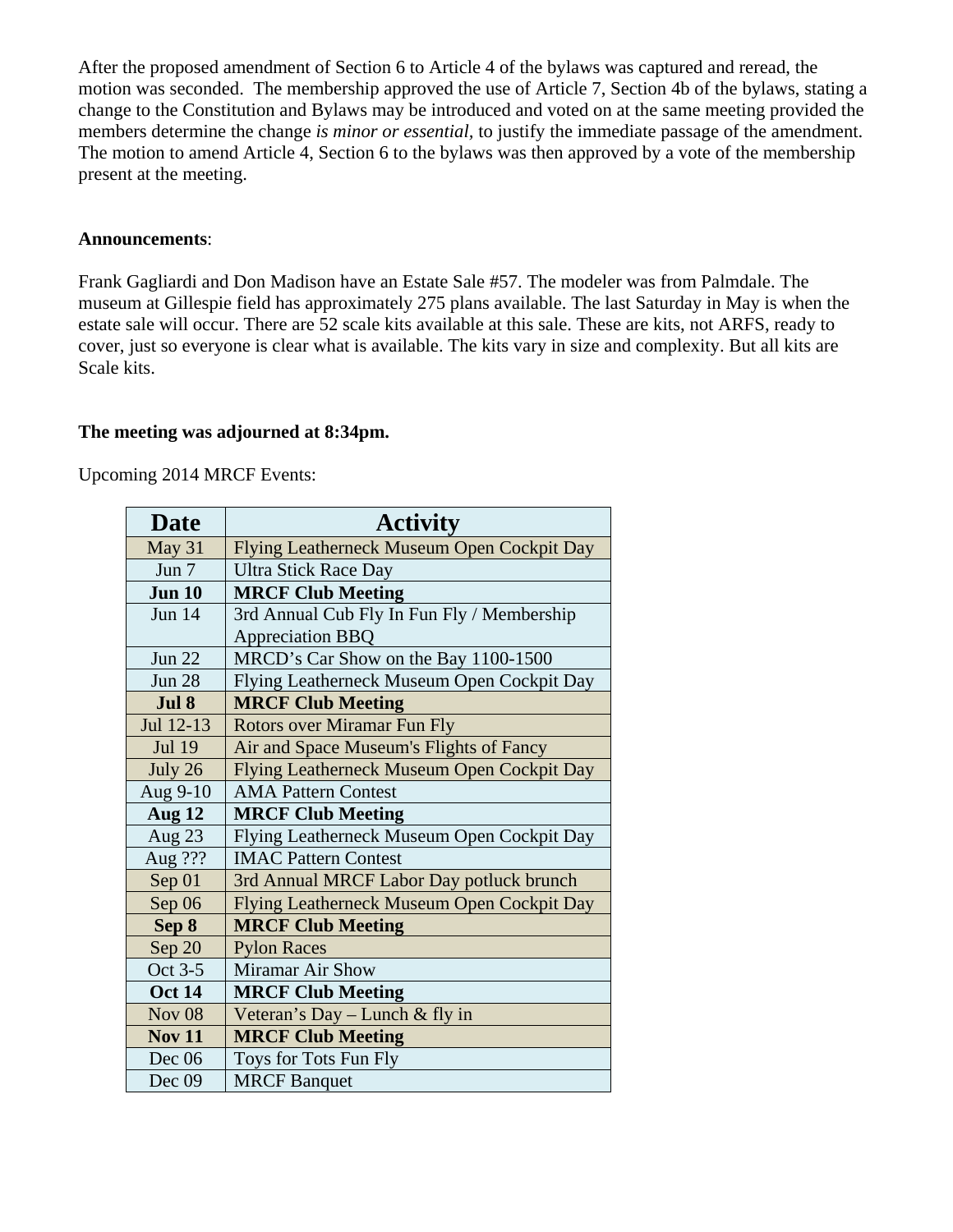After the proposed amendment of Section 6 to Article 4 of the bylaws was captured and reread, the motion was seconded. The membership approved the use of Article 7, Section 4b of the bylaws, stating a change to the Constitution and Bylaws may be introduced and voted on at the same meeting provided the members determine the change *is minor or essential,* to justify the immediate passage of the amendment. The motion to amend Article 4, Section 6 to the bylaws was then approved by a vote of the membership present at the meeting.

**Announcements**:

Frank Gagliardi and Don Madison have an Estate Sale #57. The modeler was from Palmdale. The museum at Gillespie field has approximately 275 plans available. The last Saturday in May is when the estate sale will occur. There are 52 scale kits available at this sale. These are kits, not ARFS, ready to cover, just so everyone is clear what is available. The kits vary in size and complexity. But all kits are Scale kits.

**The meeting was adjourned at 8:34pm.**

Upcoming 2014 MRCF Events:

| Date | Activity |
|---|---|
| May 31 | Flying Leatherneck Museum Open Cockpit Day |
| Jun 7 | Ultra Stick Race Day |
| **Jun 10** | **MRCF Club Meeting** |
| Jun 14 | 3rd Annual Cub Fly In Fun Fly / Membership Appreciation BBQ |
| Jun 22 | MRCD's Car Show on the Bay 1100-1500 |
| Jun 28 | Flying Leatherneck Museum Open Cockpit Day |
| **Jul 8** | **MRCF Club Meeting** |
| Jul 12-13 | Rotors over Miramar Fun Fly |
| Jul 19 | Air and Space Museum's Flights of Fancy |
| July 26 | Flying Leatherneck Museum Open Cockpit Day |
| Aug 9-10 | AMA Pattern Contest |
| **Aug 12** | **MRCF Club Meeting** |
| Aug 23 | Flying Leatherneck Museum Open Cockpit Day |
| Aug ??? | IMAC Pattern Contest |
| Sep 01 | 3rd Annual MRCF Labor Day potluck brunch |
| Sep 06 | Flying Leatherneck Museum Open Cockpit Day |
| **Sep 8** | **MRCF Club Meeting** |
| Sep 20 | Pylon Races |
| Oct 3-5 | Miramar Air Show |
| **Oct 14** | **MRCF Club Meeting** |
| Nov 08 | Veteran's Day – Lunch & fly in |
| **Nov 11** | **MRCF Club Meeting** |
| Dec 06 | Toys for Tots Fun Fly |
| Dec 09 | MRCF Banquet |